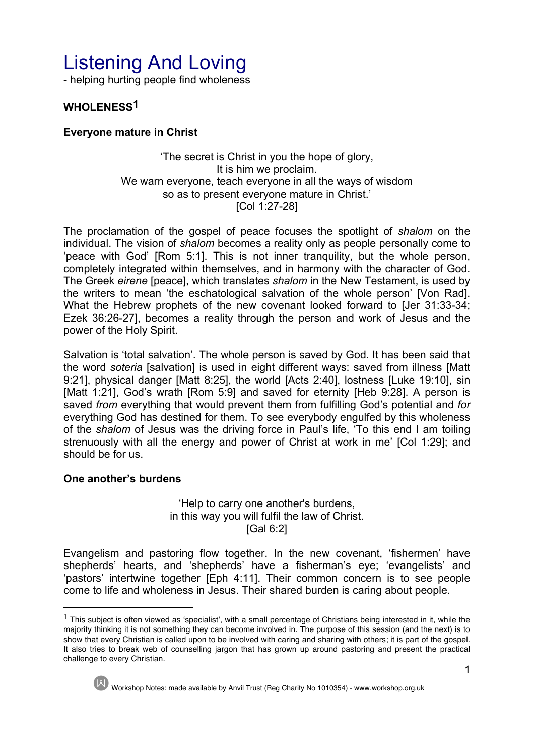# Listening And Loving

- helping hurting people find wholeness

## WHOLENESS[1]

### Everyone mature in Christ

'The secret is Christ in you the hope of glory,
It is him we proclaim.
We warn everyone, teach everyone in all the ways of wisdom
so as to present everyone mature in Christ.'
[Col 1:27-28]

The proclamation of the gospel of peace focuses the spotlight of *shalom* on the individual. The vision of *shalom* becomes a reality only as people personally come to 'peace with God' [Rom 5:1]. This is not inner tranquility, but the whole person, completely integrated within themselves, and in harmony with the character of God. The Greek *eirene* [peace], which translates *shalom* in the New Testament, is used by the writers to mean 'the eschatological salvation of the whole person' [Von Rad]. What the Hebrew prophets of the new covenant looked forward to [Jer 31:33-34; Ezek 36:26-27], becomes a reality through the person and work of Jesus and the power of the Holy Spirit.

Salvation is 'total salvation'. The whole person is saved by God. It has been said that the word *soteria* [salvation] is used in eight different ways: saved from illness [Matt 9:21], physical danger [Matt 8:25], the world [Acts 2:40], lostness [Luke 19:10], sin [Matt 1:21], God's wrath [Rom 5:9] and saved for eternity [Heb 9:28]. A person is saved *from* everything that would prevent them from fulfilling God's potential and *for* everything God has destined for them. To see everybody engulfed by this wholeness of the *shalom* of Jesus was the driving force in Paul's life, 'To this end I am toiling strenuously with all the energy and power of Christ at work in me' [Col 1:29]; and should be for us.

### One another's burdens

'Help to carry one another's burdens,
in this way you will fulfil the law of Christ.
[Gal 6:2]

Evangelism and pastoring flow together. In the new covenant, 'fishermen' have shepherds' hearts, and 'shepherds' have a fisherman's eye; 'evangelists' and 'pastors' intertwine together [Eph 4:11]. Their common concern is to see people come to life and wholeness in Jesus. Their shared burden is caring about people.

---

[1] This subject is often viewed as 'specialist', with a small percentage of Christians being interested in it, while the majority thinking it is not something they can become involved in. The purpose of this session (and the next) is to show that every Christian is called upon to be involved with caring and sharing with others; it is part of the gospel. It also tries to break web of counselling jargon that has grown up around pastoring and present the practical challenge to every Christian.

Workshop Notes: made available by Anvil Trust (Reg Charity No 1010354) - www.workshop.org.uk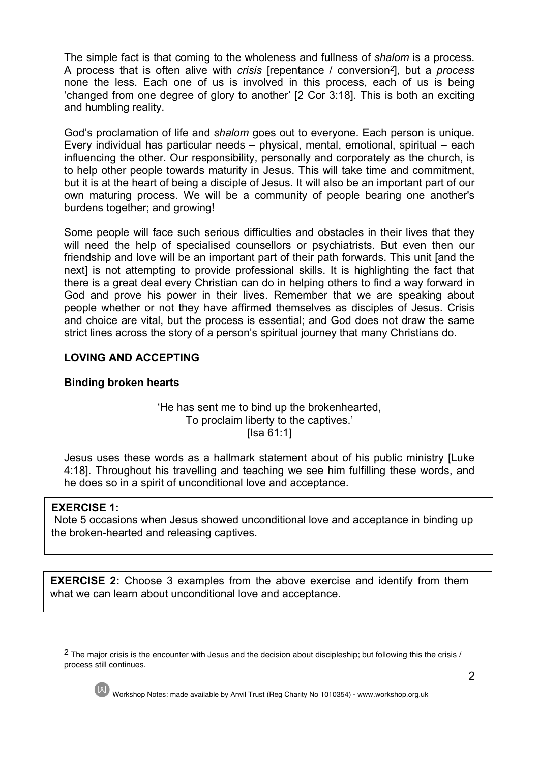The simple fact is that coming to the wholeness and fullness of *shalom* is a process. A process that is often alive with *crisis* [repentance / conversion[2]], but a *process* none the less. Each one of us is involved in this process, each of us is being 'changed from one degree of glory to another' [2 Cor 3:18]. This is both an exciting and humbling reality.

God's proclamation of life and *shalom* goes out to everyone. Each person is unique. Every individual has particular needs – physical, mental, emotional, spiritual – each influencing the other. Our responsibility, personally and corporately as the church, is to help other people towards maturity in Jesus. This will take time and commitment, but it is at the heart of being a disciple of Jesus. It will also be an important part of our own maturing process. We will be a community of people bearing one another's burdens together; and growing!

Some people will face such serious difficulties and obstacles in their lives that they will need the help of specialised counsellors or psychiatrists. But even then our friendship and love will be an important part of their path forwards. This unit [and the next] is not attempting to provide professional skills. It is highlighting the fact that there is a great deal every Christian can do in helping others to find a way forward in God and prove his power in their lives. Remember that we are speaking about people whether or not they have affirmed themselves as disciples of Jesus. Crisis and choice are vital, but the process is essential; and God does not draw the same strict lines across the story of a person's spiritual journey that many Christians do.

## LOVING AND ACCEPTING

### Binding broken hearts

> 'He has sent me to bind up the brokenhearted,
> To proclaim liberty to the captives.'
> [Isa 61:1]

Jesus uses these words as a hallmark statement about of his public ministry [Luke 4:18]. Throughout his travelling and teaching we see him fulfilling these words, and he does so in a spirit of unconditional love and acceptance.

**EXERCISE 1:**
Note 5 occasions when Jesus showed unconditional love and acceptance in binding up the broken-hearted and releasing captives.

**EXERCISE 2:** Choose 3 examples from the above exercise and identify from them what we can learn about unconditional love and acceptance.

---

[2] The major crisis is the encounter with Jesus and the decision about discipleship; but following this the crisis / process still continues.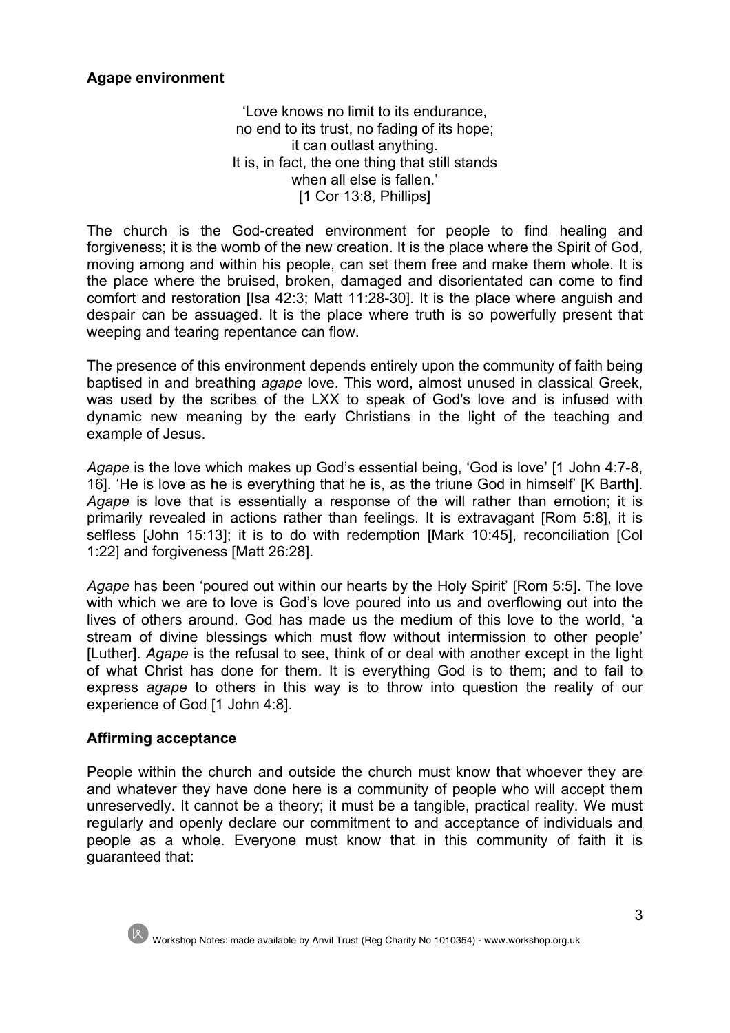**Agape environment**

'Love knows no limit to its endurance,
no end to its trust, no fading of its hope;
it can outlast anything.
It is, in fact, the one thing that still stands
when all else is fallen.'
[1 Cor 13:8, Phillips]

The church is the God-created environment for people to find healing and forgiveness; it is the womb of the new creation. It is the place where the Spirit of God, moving among and within his people, can set them free and make them whole. It is the place where the bruised, broken, damaged and disorientated can come to find comfort and restoration [Isa 42:3; Matt 11:28-30]. It is the place where anguish and despair can be assuaged. It is the place where truth is so powerfully present that weeping and tearing repentance can flow.

The presence of this environment depends entirely upon the community of faith being baptised in and breathing *agape* love. This word, almost unused in classical Greek, was used by the scribes of the LXX to speak of God's love and is infused with dynamic new meaning by the early Christians in the light of the teaching and example of Jesus.

*Agape* is the love which makes up God's essential being, 'God is love' [1 John 4:7-8, 16]. 'He is love as he is everything that he is, as the triune God in himself' [K Barth]. *Agape* is love that is essentially a response of the will rather than emotion; it is primarily revealed in actions rather than feelings. It is extravagant [Rom 5:8], it is selfless [John 15:13]; it is to do with redemption [Mark 10:45], reconciliation [Col 1:22] and forgiveness [Matt 26:28].

*Agape* has been 'poured out within our hearts by the Holy Spirit' [Rom 5:5]. The love with which we are to love is God's love poured into us and overflowing out into the lives of others around. God has made us the medium of this love to the world, 'a stream of divine blessings which must flow without intermission to other people' [Luther]. *Agape* is the refusal to see, think of or deal with another except in the light of what Christ has done for them. It is everything God is to them; and to fail to express *agape* to others in this way is to throw into question the reality of our experience of God [1 John 4:8].

**Affirming acceptance**

People within the church and outside the church must know that whoever they are and whatever they have done here is a community of people who will accept them unreservedly. It cannot be a theory; it must be a tangible, practical reality. We must regularly and openly declare our commitment to and acceptance of individuals and people as a whole. Everyone must know that in this community of faith it is guaranteed that: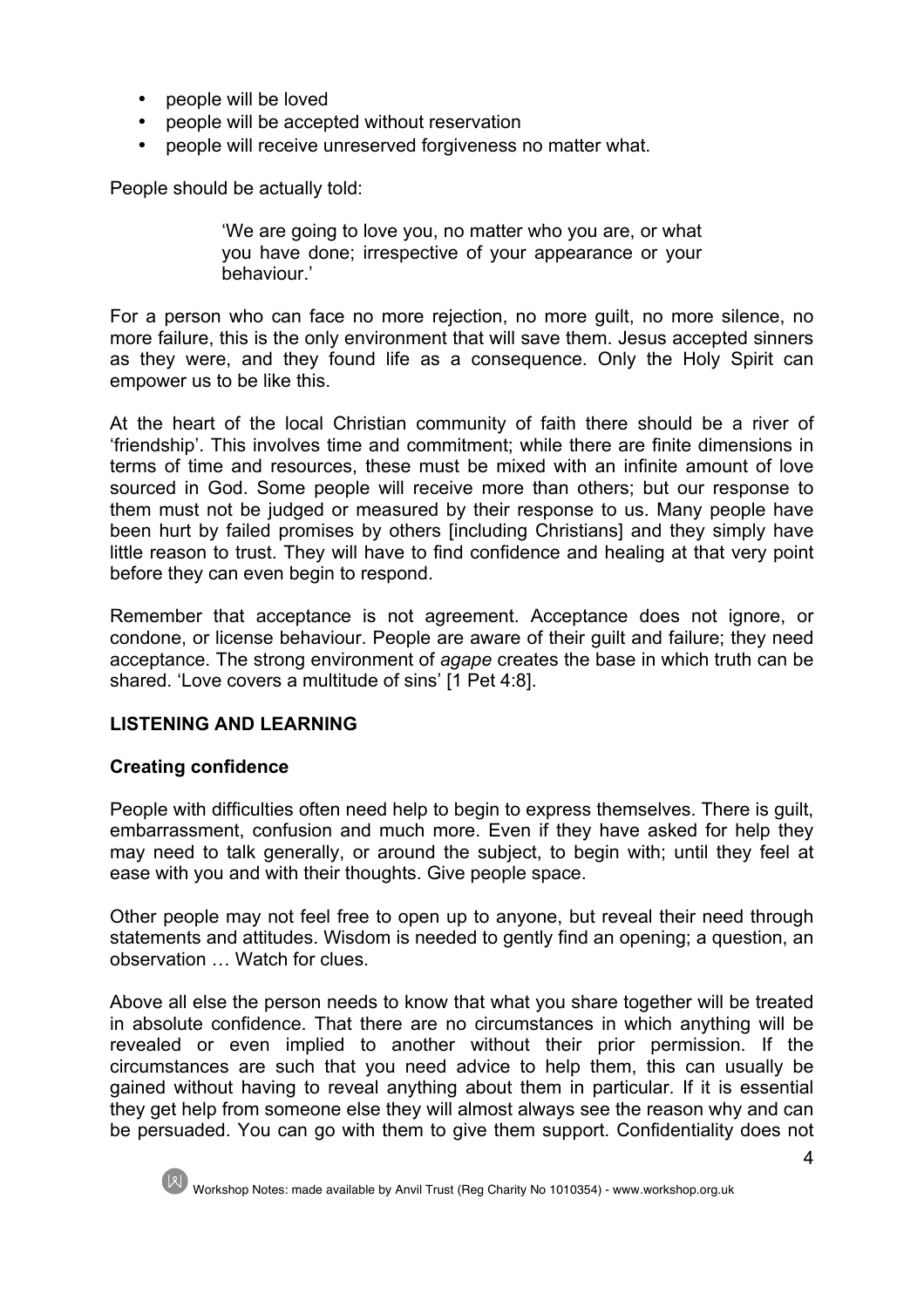- people will be loved
- people will be accepted without reservation
- people will receive unreserved forgiveness no matter what.

People should be actually told:

> 'We are going to love you, no matter who you are, or what you have done; irrespective of your appearance or your behaviour.'

For a person who can face no more rejection, no more guilt, no more silence, no more failure, this is the only environment that will save them. Jesus accepted sinners as they were, and they found life as a consequence. Only the Holy Spirit can empower us to be like this.

At the heart of the local Christian community of faith there should be a river of 'friendship'. This involves time and commitment; while there are finite dimensions in terms of time and resources, these must be mixed with an infinite amount of love sourced in God. Some people will receive more than others; but our response to them must not be judged or measured by their response to us. Many people have been hurt by failed promises by others [including Christians] and they simply have little reason to trust. They will have to find confidence and healing at that very point before they can even begin to respond.

Remember that acceptance is not agreement. Acceptance does not ignore, or condone, or license behaviour. People are aware of their guilt and failure; they need acceptance. The strong environment of *agape* creates the base in which truth can be shared. 'Love covers a multitude of sins' [1 Pet 4:8].

## LISTENING AND LEARNING

### Creating confidence

People with difficulties often need help to begin to express themselves. There is guilt, embarrassment, confusion and much more. Even if they have asked for help they may need to talk generally, or around the subject, to begin with; until they feel at ease with you and with their thoughts. Give people space.

Other people may not feel free to open up to anyone, but reveal their need through statements and attitudes. Wisdom is needed to gently find an opening; a question, an observation … Watch for clues.

Above all else the person needs to know that what you share together will be treated in absolute confidence. That there are no circumstances in which anything will be revealed or even implied to another without their prior permission. If the circumstances are such that you need advice to help them, this can usually be gained without having to reveal anything about them in particular. If it is essential they get help from someone else they will almost always see the reason why and can be persuaded. You can go with them to give them support. Confidentiality does not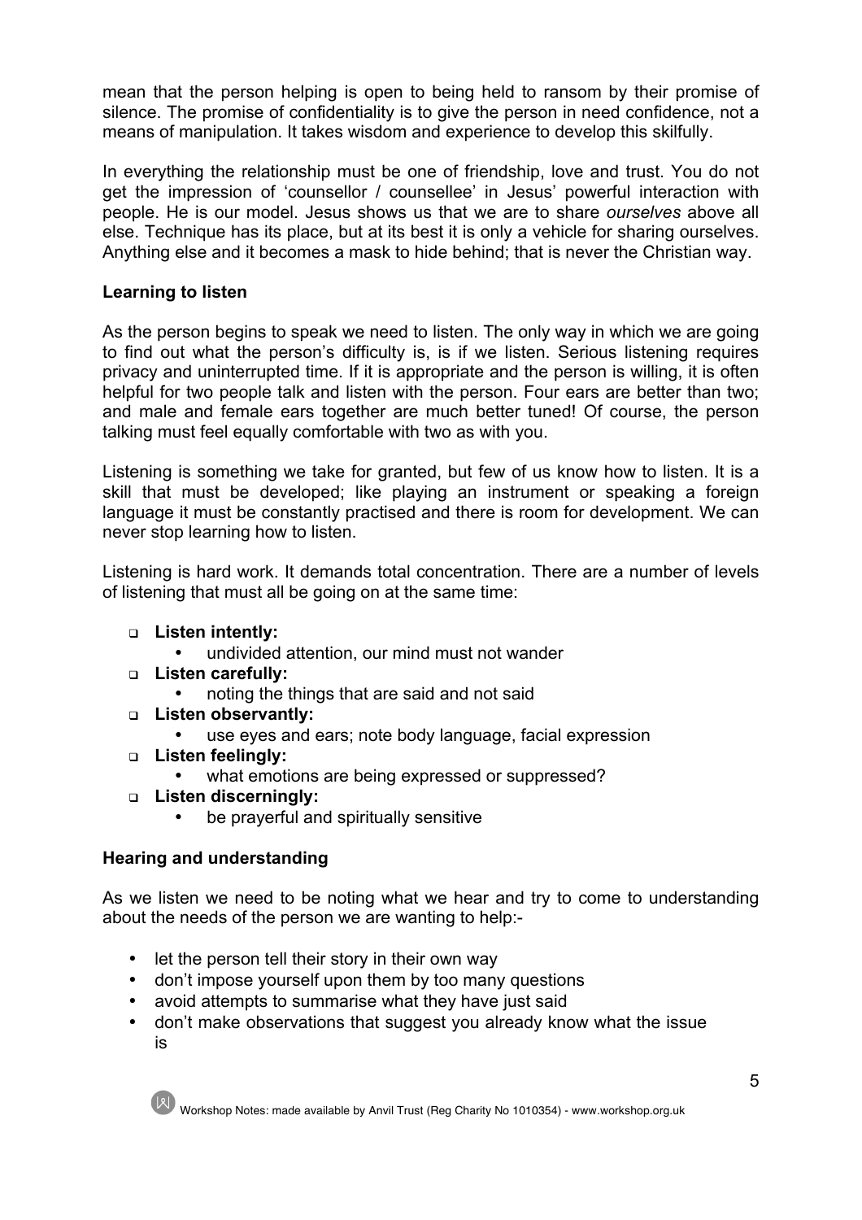mean that the person helping is open to being held to ransom by their promise of silence. The promise of confidentiality is to give the person in need confidence, not a means of manipulation. It takes wisdom and experience to develop this skilfully.

In everything the relationship must be one of friendship, love and trust. You do not get the impression of 'counsellor / counsellee' in Jesus' powerful interaction with people. He is our model. Jesus shows us that we are to share *ourselves* above all else. Technique has its place, but at its best it is only a vehicle for sharing ourselves. Anything else and it becomes a mask to hide behind; that is never the Christian way.

**Learning to listen**

As the person begins to speak we need to listen. The only way in which we are going to find out what the person's difficulty is, is if we listen. Serious listening requires privacy and uninterrupted time. If it is appropriate and the person is willing, it is often helpful for two people talk and listen with the person. Four ears are better than two; and male and female ears together are much better tuned! Of course, the person talking must feel equally comfortable with two as with you.

Listening is something we take for granted, but few of us know how to listen. It is a skill that must be developed; like playing an instrument or speaking a foreign language it must be constantly practised and there is room for development. We can never stop learning how to listen.

Listening is hard work. It demands total concentration. There are a number of levels of listening that must all be going on at the same time:

- **Listen intently:**
  - undivided attention, our mind must not wander
- **Listen carefully:**
  - noting the things that are said and not said
- **Listen observantly:**
  - use eyes and ears; note body language, facial expression
- **Listen feelingly:**
  - what emotions are being expressed or suppressed?
- **Listen discerningly:**
  - be prayerful and spiritually sensitive

**Hearing and understanding**

As we listen we need to be noting what we hear and try to come to understanding about the needs of the person we are wanting to help:-

- let the person tell their story in their own way
- don't impose yourself upon them by too many questions
- avoid attempts to summarise what they have just said
- don't make observations that suggest you already know what the issue is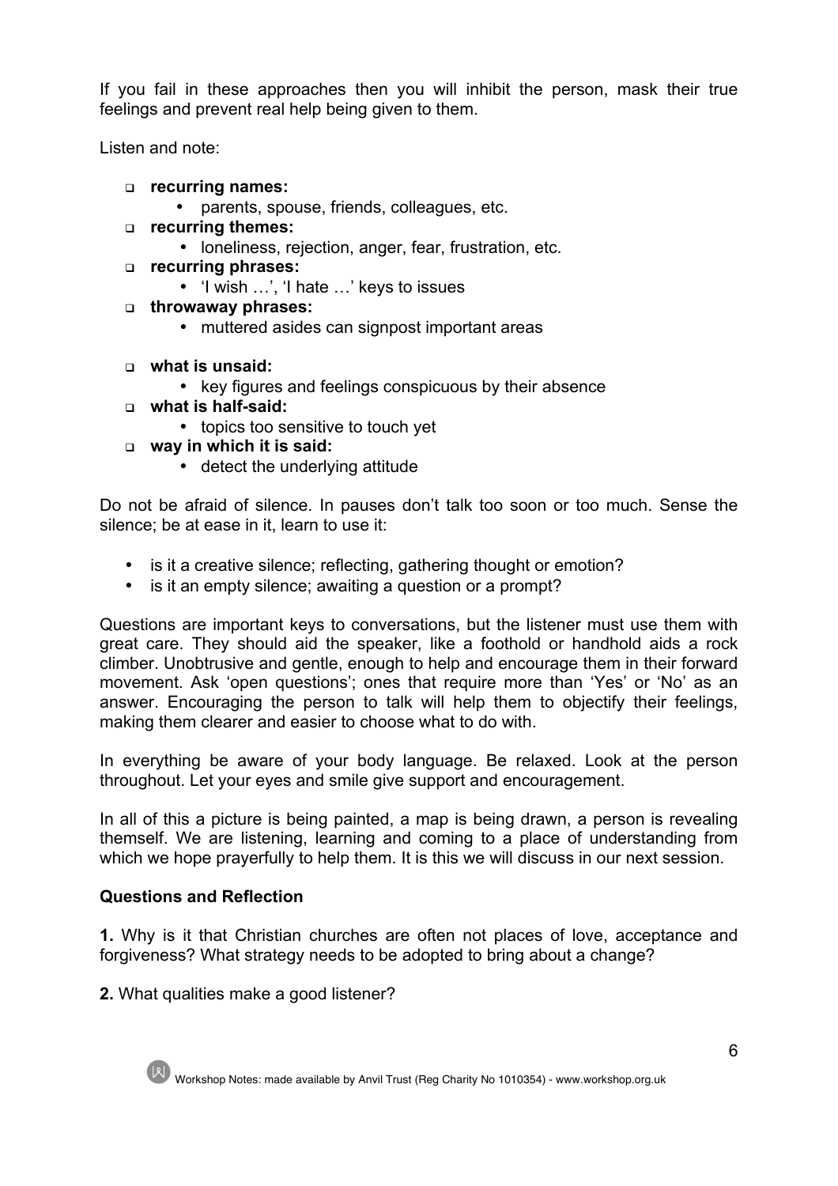If you fail in these approaches then you will inhibit the person, mask their true feelings and prevent real help being given to them.

Listen and note:

- **recurring names:**
  - parents, spouse, friends, colleagues, etc.
- **recurring themes:**
  - loneliness, rejection, anger, fear, frustration, etc.
- **recurring phrases:**
  - 'I wish …', 'I hate …' keys to issues
- **throwaway phrases:**
  - muttered asides can signpost important areas
- **what is unsaid:**
  - key figures and feelings conspicuous by their absence
- **what is half-said:**
  - topics too sensitive to touch yet
- **way in which it is said:**
  - detect the underlying attitude

Do not be afraid of silence. In pauses don't talk too soon or too much. Sense the silence; be at ease in it, learn to use it:

- is it a creative silence; reflecting, gathering thought or emotion?
- is it an empty silence; awaiting a question or a prompt?

Questions are important keys to conversations, but the listener must use them with great care. They should aid the speaker, like a foothold or handhold aids a rock climber. Unobtrusive and gentle, enough to help and encourage them in their forward movement. Ask 'open questions'; ones that require more than 'Yes' or 'No' as an answer. Encouraging the person to talk will help them to objectify their feelings, making them clearer and easier to choose what to do with.

In everything be aware of your body language. Be relaxed. Look at the person throughout. Let your eyes and smile give support and encouragement.

In all of this a picture is being painted, a map is being drawn, a person is revealing themself. We are listening, learning and coming to a place of understanding from which we hope prayerfully to help them. It is this we will discuss in our next session.

**Questions and Reflection**

**1.** Why is it that Christian churches are often not places of love, acceptance and forgiveness? What strategy needs to be adopted to bring about a change?

**2.** What qualities make a good listener?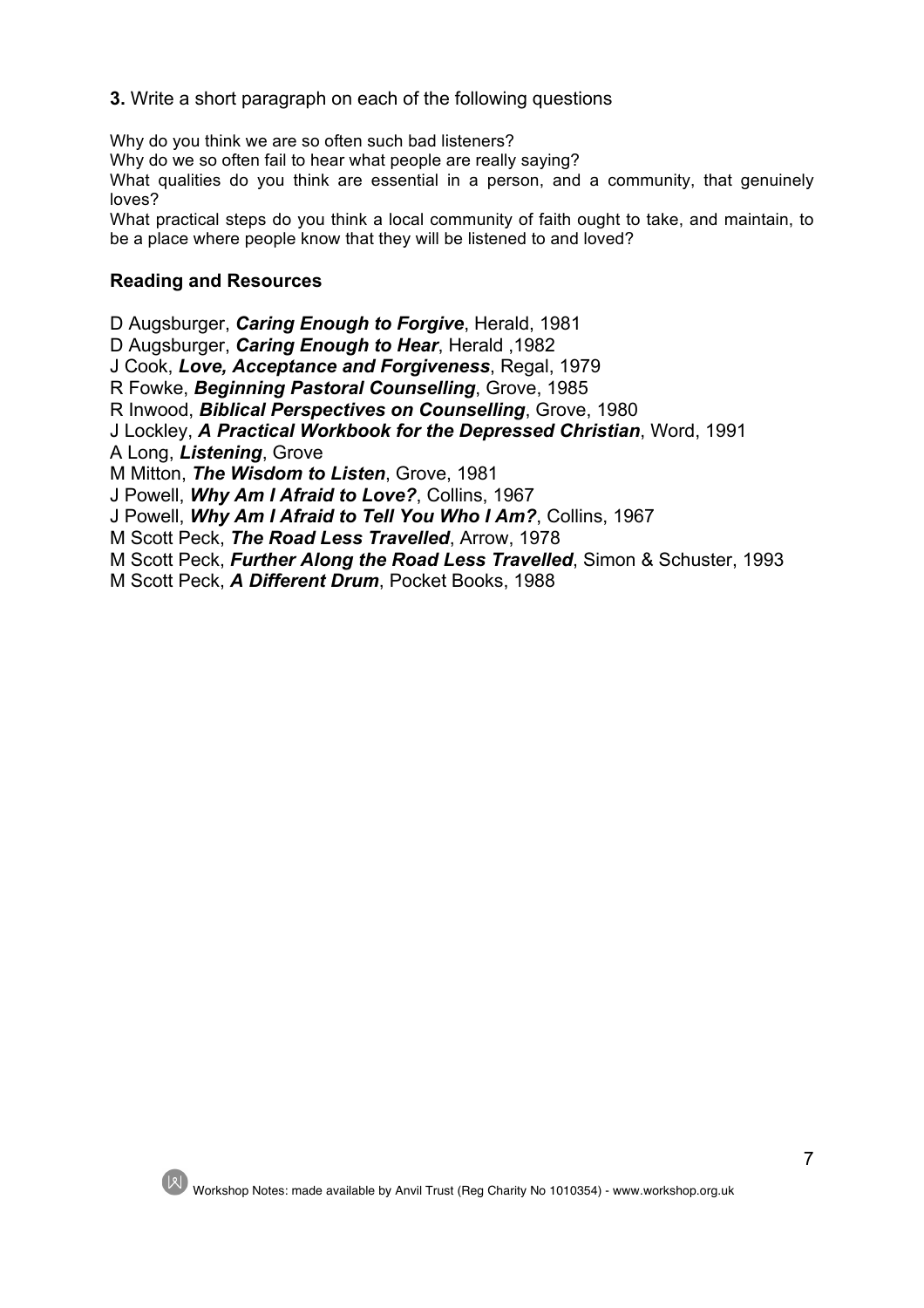**3.** Write a short paragraph on each of the following questions

Why do you think we are so often such bad listeners?
Why do we so often fail to hear what people are really saying?
What qualities do you think are essential in a person, and a community, that genuinely loves?
What practical steps do you think a local community of faith ought to take, and maintain, to be a place where people know that they will be listened to and loved?

### Reading and Resources

D Augsburger, ***Caring Enough to Forgive***, Herald, 1981
D Augsburger, ***Caring Enough to Hear***, Herald ,1982
J Cook, ***Love, Acceptance and Forgiveness***, Regal, 1979
R Fowke, ***Beginning Pastoral Counselling***, Grove, 1985
R Inwood, ***Biblical Perspectives on Counselling***, Grove, 1980
J Lockley, ***A Practical Workbook for the Depressed Christian***, Word, 1991
A Long, ***Listening***, Grove
M Mitton, ***The Wisdom to Listen***, Grove, 1981
J Powell, ***Why Am I Afraid to Love?***, Collins, 1967
J Powell, ***Why Am I Afraid to Tell You Who I Am?***, Collins, 1967
M Scott Peck, ***The Road Less Travelled***, Arrow, 1978
M Scott Peck, ***Further Along the Road Less Travelled***, Simon & Schuster, 1993
M Scott Peck, ***A Different Drum***, Pocket Books, 1988